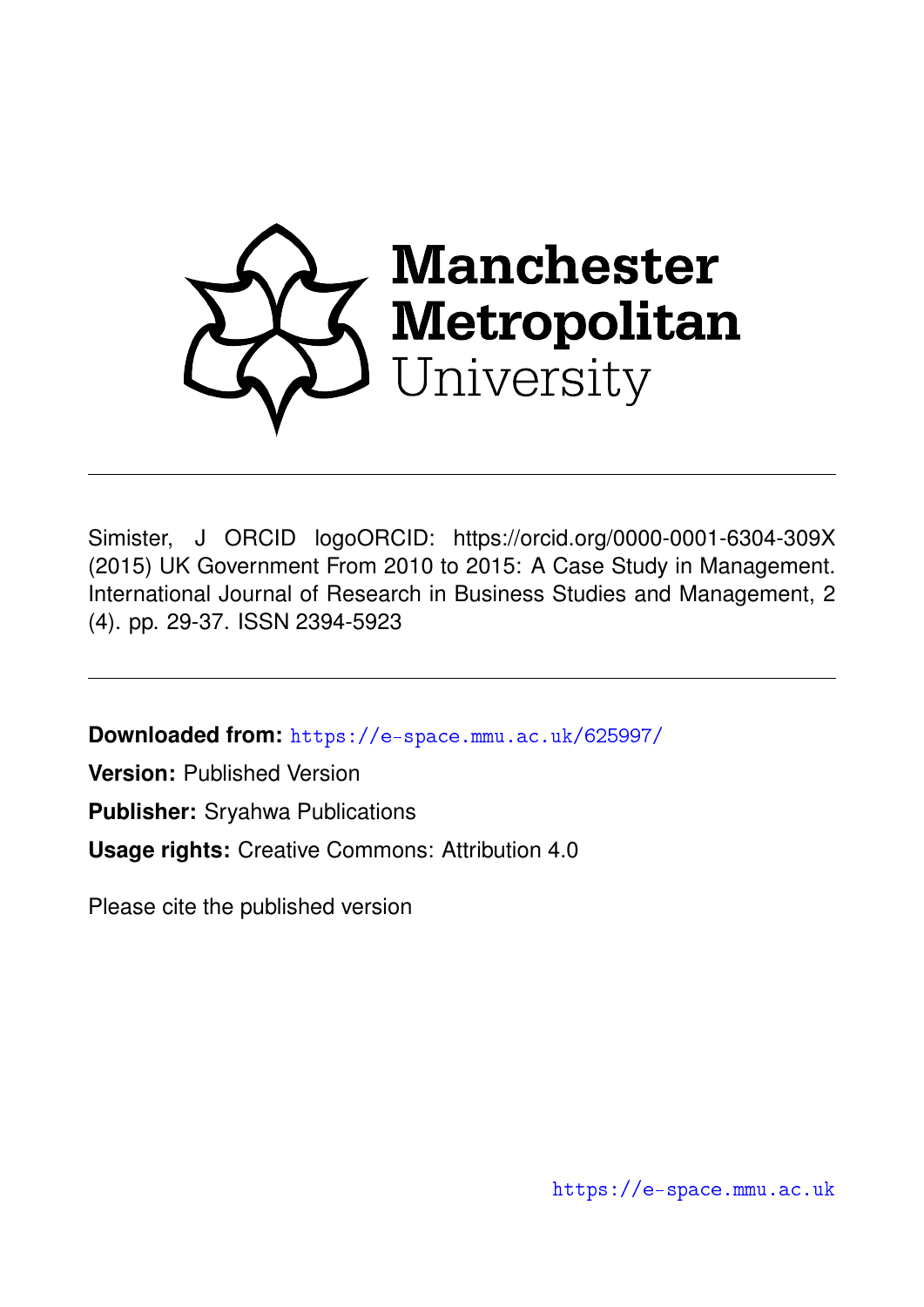Manchester Metropolitan University

Simister, J ORCID logoORCID: https://orcid.org/0000-0001-6304-309X (2015) UK Government From 2010 to 2015: A Case Study in Management. International Journal of Research in Business Studies and Management, 2 (4). pp. 29-37. ISSN 2394-5923

**Downloaded from:** https://e-space.mmu.ac.uk/625997/

**Version:** Published Version

**Publisher:** Sryahwa Publications

**Usage rights:** Creative Commons: Attribution 4.0

Please cite the published version

https://e-space.mmu.ac.uk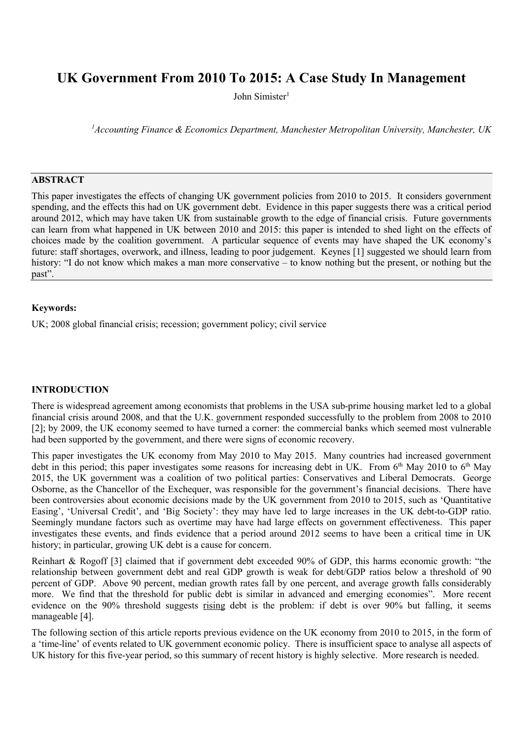# UK Government From 2010 To 2015: A Case Study In Management

John Simister[1]

[1] *Accounting Finance & Economics Department, Manchester Metropolitan University, Manchester, UK*

## ABSTRACT

This paper investigates the effects of changing UK government policies from 2010 to 2015. It considers government spending, and the effects this had on UK government debt. Evidence in this paper suggests there was a critical period around 2012, which may have taken UK from sustainable growth to the edge of financial crisis. Future governments can learn from what happened in UK between 2010 and 2015: this paper is intended to shed light on the effects of choices made by the coalition government. A particular sequence of events may have shaped the UK economy's future: staff shortages, overwork, and illness, leading to poor judgement. Keynes [1] suggested we should learn from history: "I do not know which makes a man more conservative – to know nothing but the present, or nothing but the past".

**Keywords:**

UK; 2008 global financial crisis; recession; government policy; civil service

## INTRODUCTION

There is widespread agreement among economists that problems in the USA sub-prime housing market led to a global financial crisis around 2008, and that the U.K. government responded successfully to the problem from 2008 to 2010 [2]; by 2009, the UK economy seemed to have turned a corner: the commercial banks which seemed most vulnerable had been supported by the government, and there were signs of economic recovery.

This paper investigates the UK economy from May 2010 to May 2015. Many countries had increased government debt in this period; this paper investigates some reasons for increasing debt in UK. From 6th May 2010 to 6th May 2015, the UK government was a coalition of two political parties: Conservatives and Liberal Democrats. George Osborne, as the Chancellor of the Exchequer, was responsible for the government's financial decisions. There have been controversies about economic decisions made by the UK government from 2010 to 2015, such as 'Quantitative Easing', 'Universal Credit', and 'Big Society': they may have led to large increases in the UK debt-to-GDP ratio. Seemingly mundane factors such as overtime may have had large effects on government effectiveness. This paper investigates these events, and finds evidence that a period around 2012 seems to have been a critical time in UK history; in particular, growing UK debt is a cause for concern.

Reinhart & Rogoff [3] claimed that if government debt exceeded 90% of GDP, this harms economic growth: "the relationship between government debt and real GDP growth is weak for debt/GDP ratios below a threshold of 90 percent of GDP. Above 90 percent, median growth rates fall by one percent, and average growth falls considerably more. We find that the threshold for public debt is similar in advanced and emerging economies". More recent evidence on the 90% threshold suggests rising debt is the problem: if debt is over 90% but falling, it seems manageable [4].

The following section of this article reports previous evidence on the UK economy from 2010 to 2015, in the form of a 'time-line' of events related to UK government economic policy. There is insufficient space to analyse all aspects of UK history for this five-year period, so this summary of recent history is highly selective. More research is needed.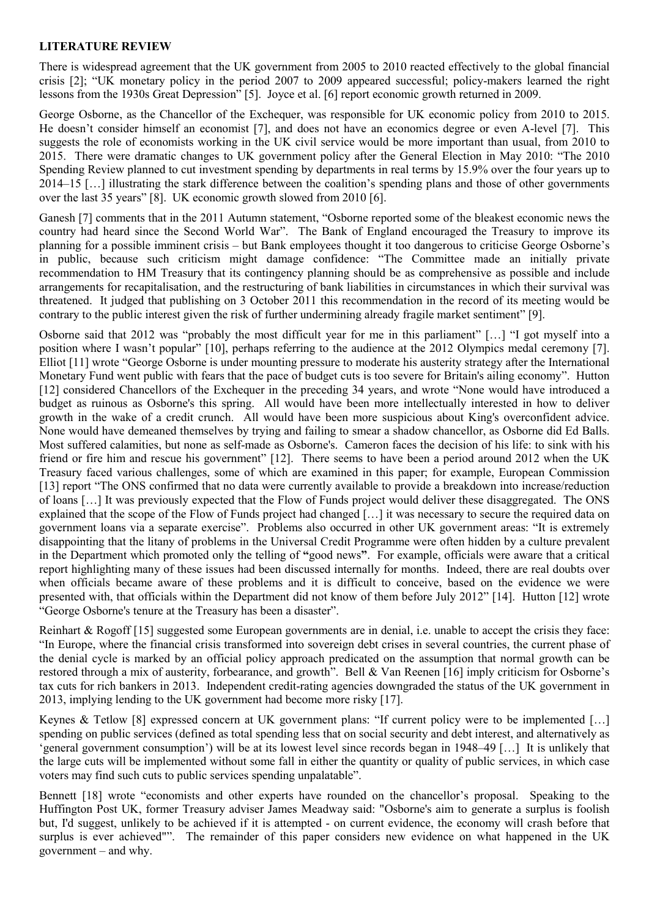**LITERATURE REVIEW**

There is widespread agreement that the UK government from 2005 to 2010 reacted effectively to the global financial crisis [2]; "UK monetary policy in the period 2007 to 2009 appeared successful; policy-makers learned the right lessons from the 1930s Great Depression" [5]. Joyce et al. [6] report economic growth returned in 2009.

George Osborne, as the Chancellor of the Exchequer, was responsible for UK economic policy from 2010 to 2015. He doesn't consider himself an economist [7], and does not have an economics degree or even A-level [7]. This suggests the role of economists working in the UK civil service would be more important than usual, from 2010 to 2015. There were dramatic changes to UK government policy after the General Election in May 2010: "The 2010 Spending Review planned to cut investment spending by departments in real terms by 15.9% over the four years up to 2014–15 […] illustrating the stark difference between the coalition's spending plans and those of other governments over the last 35 years" [8]. UK economic growth slowed from 2010 [6].

Ganesh [7] comments that in the 2011 Autumn statement, "Osborne reported some of the bleakest economic news the country had heard since the Second World War". The Bank of England encouraged the Treasury to improve its planning for a possible imminent crisis – but Bank employees thought it too dangerous to criticise George Osborne's in public, because such criticism might damage confidence: "The Committee made an initially private recommendation to HM Treasury that its contingency planning should be as comprehensive as possible and include arrangements for recapitalisation, and the restructuring of bank liabilities in circumstances in which their survival was threatened. It judged that publishing on 3 October 2011 this recommendation in the record of its meeting would be contrary to the public interest given the risk of further undermining already fragile market sentiment" [9].

Osborne said that 2012 was "probably the most difficult year for me in this parliament" […] "I got myself into a position where I wasn't popular" [10], perhaps referring to the audience at the 2012 Olympics medal ceremony [7]. Elliot [11] wrote "George Osborne is under mounting pressure to moderate his austerity strategy after the International Monetary Fund went public with fears that the pace of budget cuts is too severe for Britain's ailing economy". Hutton [12] considered Chancellors of the Exchequer in the preceding 34 years, and wrote "None would have introduced a budget as ruinous as Osborne's this spring. All would have been more intellectually interested in how to deliver growth in the wake of a credit crunch. All would have been more suspicious about King's overconfident advice. None would have demeaned themselves by trying and failing to smear a shadow chancellor, as Osborne did Ed Balls. Most suffered calamities, but none as self-made as Osborne's. Cameron faces the decision of his life: to sink with his friend or fire him and rescue his government" [12]. There seems to have been a period around 2012 when the UK Treasury faced various challenges, some of which are examined in this paper; for example, European Commission [13] report "The ONS confirmed that no data were currently available to provide a breakdown into increase/reduction of loans […] It was previously expected that the Flow of Funds project would deliver these disaggregated. The ONS explained that the scope of the Flow of Funds project had changed […] it was necessary to secure the required data on government loans via a separate exercise". Problems also occurred in other UK government areas: "It is extremely disappointing that the litany of problems in the Universal Credit Programme were often hidden by a culture prevalent in the Department which promoted only the telling of **"**good news**"**. For example, officials were aware that a critical report highlighting many of these issues had been discussed internally for months. Indeed, there are real doubts over when officials became aware of these problems and it is difficult to conceive, based on the evidence we were presented with, that officials within the Department did not know of them before July 2012" [14]. Hutton [12] wrote "George Osborne's tenure at the Treasury has been a disaster".

Reinhart & Rogoff [15] suggested some European governments are in denial, i.e. unable to accept the crisis they face: "In Europe, where the financial crisis transformed into sovereign debt crises in several countries, the current phase of the denial cycle is marked by an official policy approach predicated on the assumption that normal growth can be restored through a mix of austerity, forbearance, and growth". Bell & Van Reenen [16] imply criticism for Osborne's tax cuts for rich bankers in 2013. Independent credit-rating agencies downgraded the status of the UK government in 2013, implying lending to the UK government had become more risky [17].

Keynes & Tetlow [8] expressed concern at UK government plans: "If current policy were to be implemented […] spending on public services (defined as total spending less that on social security and debt interest, and alternatively as 'general government consumption') will be at its lowest level since records began in 1948–49 […] It is unlikely that the large cuts will be implemented without some fall in either the quantity or quality of public services, in which case voters may find such cuts to public services spending unpalatable".

Bennett [18] wrote "economists and other experts have rounded on the chancellor's proposal. Speaking to the Huffington Post UK, former Treasury adviser James Meadway said: "Osborne's aim to generate a surplus is foolish but, I'd suggest, unlikely to be achieved if it is attempted - on current evidence, the economy will crash before that surplus is ever achieved"". The remainder of this paper considers new evidence on what happened in the UK government – and why.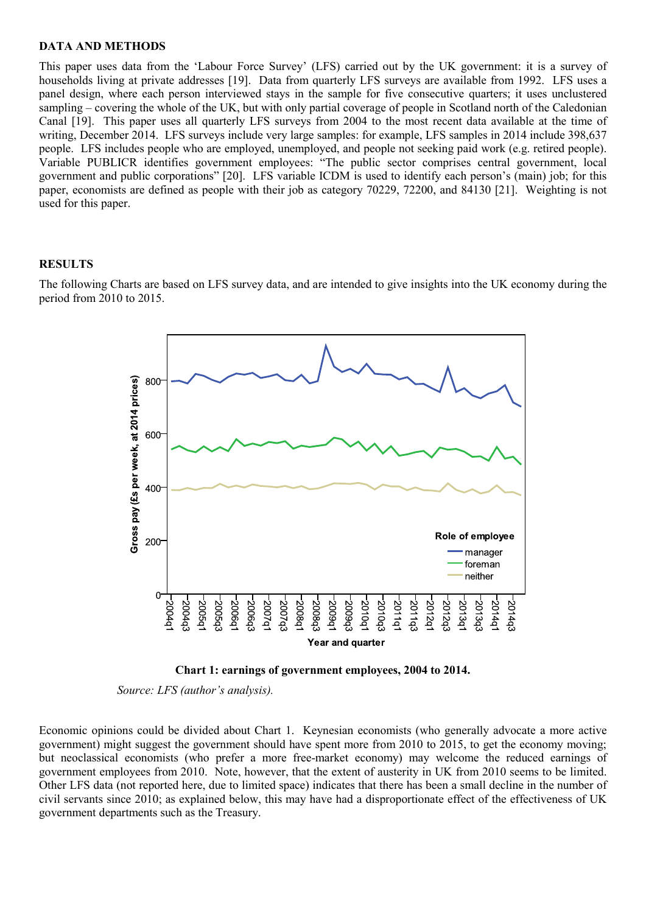## DATA AND METHODS

This paper uses data from the 'Labour Force Survey' (LFS) carried out by the UK government: it is a survey of households living at private addresses [19]. Data from quarterly LFS surveys are available from 1992. LFS uses a panel design, where each person interviewed stays in the sample for five consecutive quarters; it uses unclustered sampling – covering the whole of the UK, but with only partial coverage of people in Scotland north of the Caledonian Canal [19]. This paper uses all quarterly LFS surveys from 2004 to the most recent data available at the time of writing, December 2014. LFS surveys include very large samples: for example, LFS samples in 2014 include 398,637 people. LFS includes people who are employed, unemployed, and people not seeking paid work (e.g. retired people). Variable PUBLICR identifies government employees: "The public sector comprises central government, local government and public corporations" [20]. LFS variable ICDM is used to identify each person's (main) job; for this paper, economists are defined as people with their job as category 70229, 72200, and 84130 [21]. Weighting is not used for this paper.

## RESULTS

The following Charts are based on LFS survey data, and are intended to give insights into the UK economy during the period from 2010 to 2015.

**Chart 1: earnings of government employees, 2004 to 2014.**

*Source: LFS (author's analysis).*

Economic opinions could be divided about Chart 1. Keynesian economists (who generally advocate a more active government) might suggest the government should have spent more from 2010 to 2015, to get the economy moving; but neoclassical economists (who prefer a more free-market economy) may welcome the reduced earnings of government employees from 2010. Note, however, that the extent of austerity in UK from 2010 seems to be limited. Other LFS data (not reported here, due to limited space) indicates that there has been a small decline in the number of civil servants since 2010; as explained below, this may have had a disproportionate effect of the effectiveness of UK government departments such as the Treasury.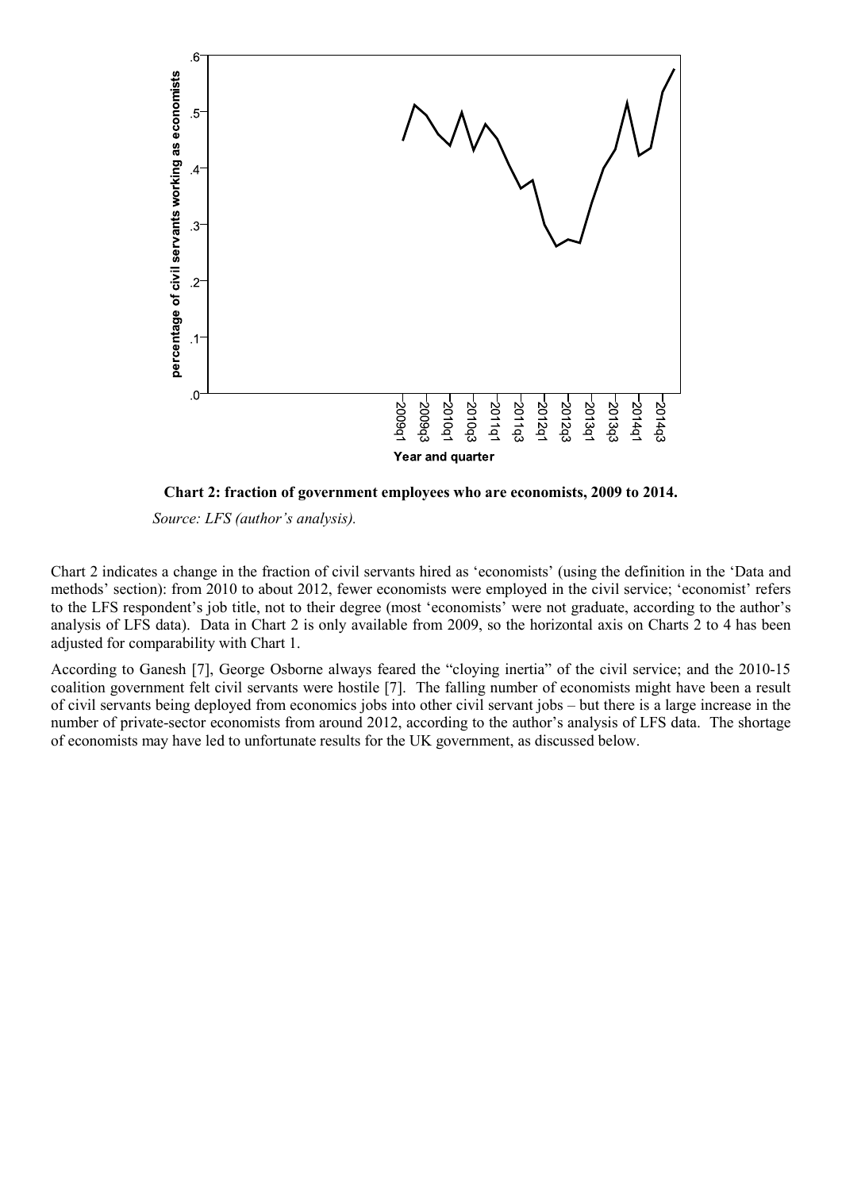**Chart 2: fraction of government employees who are economists, 2009 to 2014.**

*Source: LFS (author's analysis).*

Chart 2 indicates a change in the fraction of civil servants hired as 'economists' (using the definition in the 'Data and methods' section): from 2010 to about 2012, fewer economists were employed in the civil service; 'economist' refers to the LFS respondent's job title, not to their degree (most 'economists' were not graduate, according to the author's analysis of LFS data). Data in Chart 2 is only available from 2009, so the horizontal axis on Charts 2 to 4 has been adjusted for comparability with Chart 1.

According to Ganesh [7], George Osborne always feared the "cloying inertia" of the civil service; and the 2010-15 coalition government felt civil servants were hostile [7]. The falling number of economists might have been a result of civil servants being deployed from economics jobs into other civil servant jobs – but there is a large increase in the number of private-sector economists from around 2012, according to the author's analysis of LFS data. The shortage of economists may have led to unfortunate results for the UK government, as discussed below.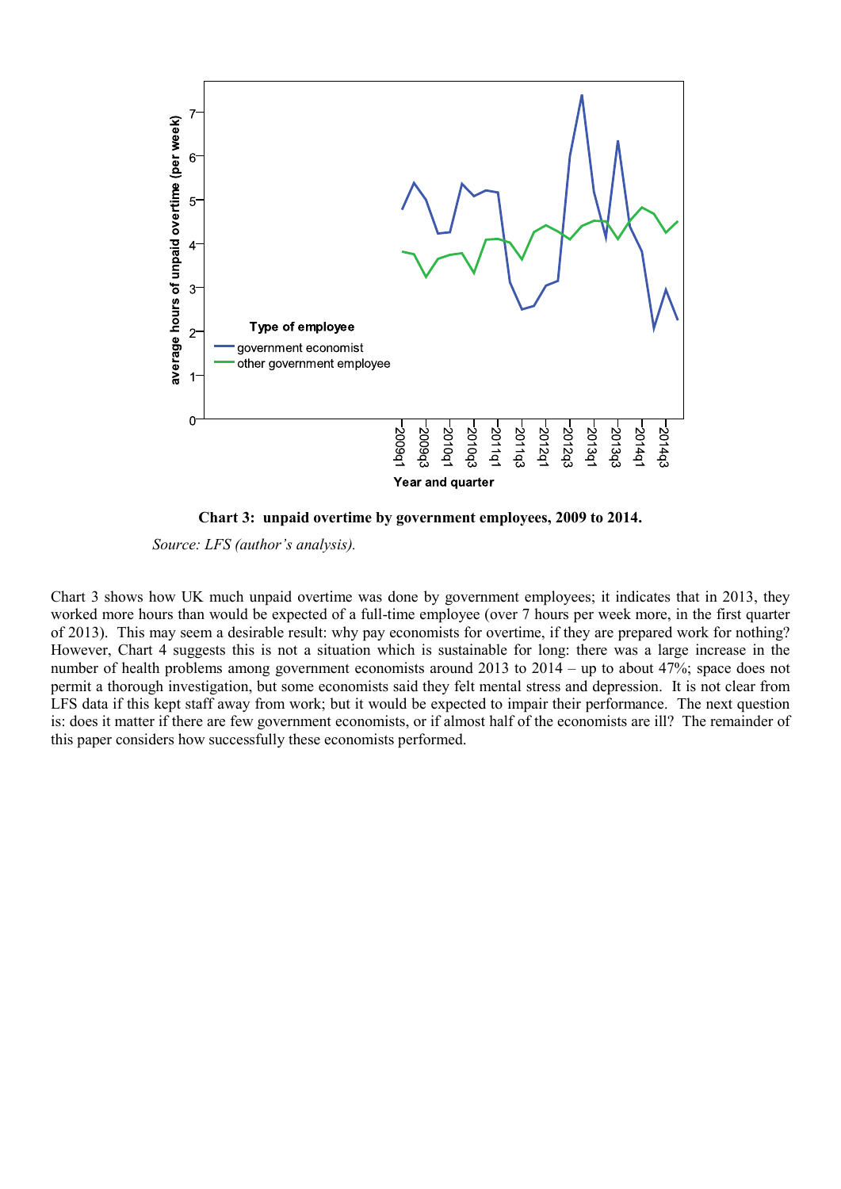**Chart 3: unpaid overtime by government employees, 2009 to 2014.**

*Source: LFS (author's analysis).*

Chart 3 shows how UK much unpaid overtime was done by government employees; it indicates that in 2013, they worked more hours than would be expected of a full-time employee (over 7 hours per week more, in the first quarter of 2013). This may seem a desirable result: why pay economists for overtime, if they are prepared work for nothing? However, Chart 4 suggests this is not a situation which is sustainable for long: there was a large increase in the number of health problems among government economists around 2013 to 2014 – up to about 47%; space does not permit a thorough investigation, but some economists said they felt mental stress and depression. It is not clear from LFS data if this kept staff away from work; but it would be expected to impair their performance. The next question is: does it matter if there are few government economists, or if almost half of the economists are ill? The remainder of this paper considers how successfully these economists performed.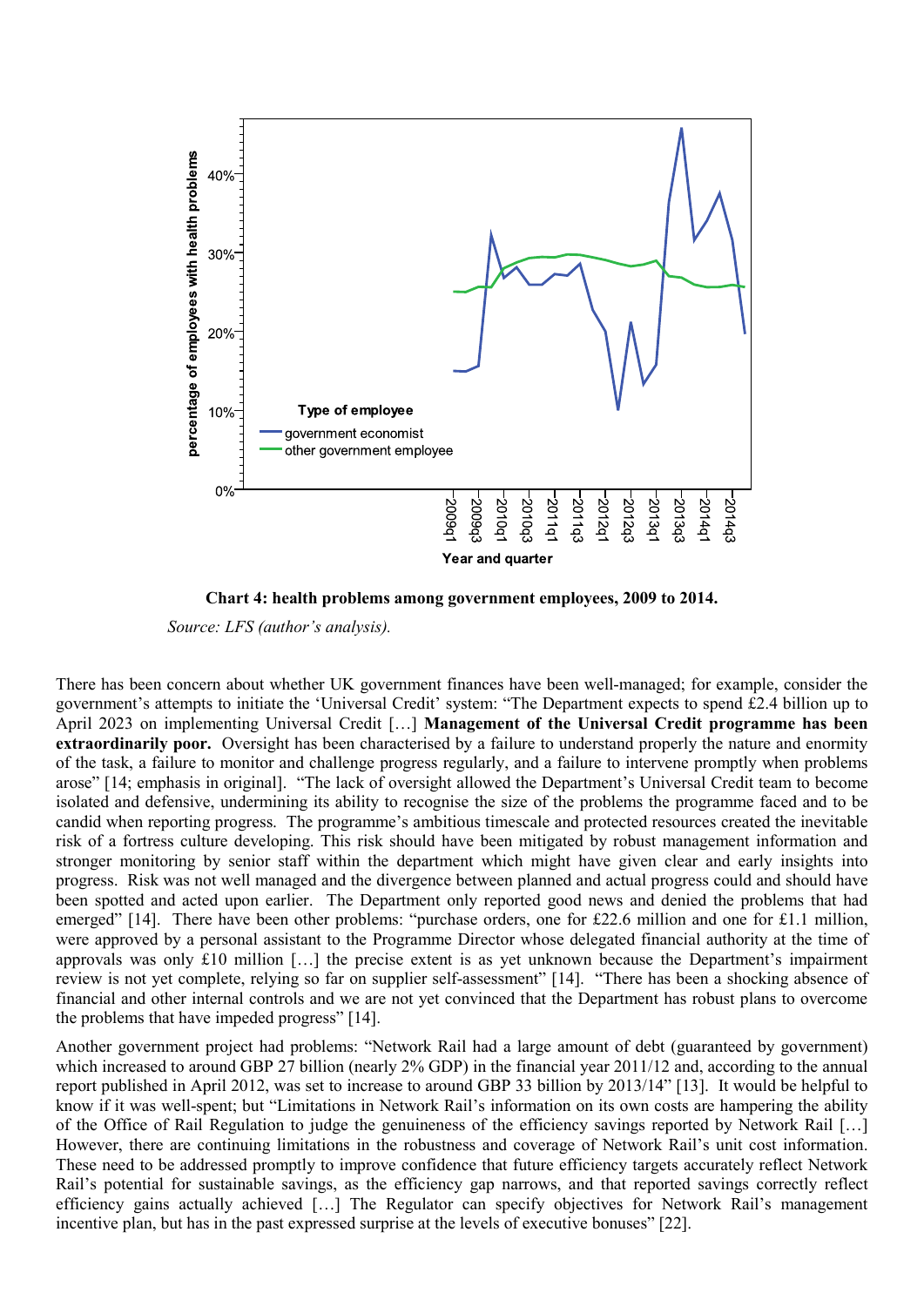**Chart 4: health problems among government employees, 2009 to 2014.**

*Source: LFS (author's analysis).*

There has been concern about whether UK government finances have been well-managed; for example, consider the government's attempts to initiate the 'Universal Credit' system: "The Department expects to spend £2.4 billion up to April 2023 on implementing Universal Credit […] **Management of the Universal Credit programme has been extraordinarily poor.** Oversight has been characterised by a failure to understand properly the nature and enormity of the task, a failure to monitor and challenge progress regularly, and a failure to intervene promptly when problems arose" [14; emphasis in original]. "The lack of oversight allowed the Department's Universal Credit team to become isolated and defensive, undermining its ability to recognise the size of the problems the programme faced and to be candid when reporting progress. The programme's ambitious timescale and protected resources created the inevitable risk of a fortress culture developing. This risk should have been mitigated by robust management information and stronger monitoring by senior staff within the department which might have given clear and early insights into progress. Risk was not well managed and the divergence between planned and actual progress could and should have been spotted and acted upon earlier. The Department only reported good news and denied the problems that had emerged" [14]. There have been other problems: "purchase orders, one for £22.6 million and one for £1.1 million, were approved by a personal assistant to the Programme Director whose delegated financial authority at the time of approvals was only £10 million […] the precise extent is as yet unknown because the Department's impairment review is not yet complete, relying so far on supplier self-assessment" [14]. "There has been a shocking absence of financial and other internal controls and we are not yet convinced that the Department has robust plans to overcome the problems that have impeded progress" [14].

Another government project had problems: "Network Rail had a large amount of debt (guaranteed by government) which increased to around GBP 27 billion (nearly 2% GDP) in the financial year 2011/12 and, according to the annual report published in April 2012, was set to increase to around GBP 33 billion by 2013/14" [13]. It would be helpful to know if it was well-spent; but "Limitations in Network Rail's information on its own costs are hampering the ability of the Office of Rail Regulation to judge the genuineness of the efficiency savings reported by Network Rail […] However, there are continuing limitations in the robustness and coverage of Network Rail's unit cost information. These need to be addressed promptly to improve confidence that future efficiency targets accurately reflect Network Rail's potential for sustainable savings, as the efficiency gap narrows, and that reported savings correctly reflect efficiency gains actually achieved […] The Regulator can specify objectives for Network Rail's management incentive plan, but has in the past expressed surprise at the levels of executive bonuses" [22].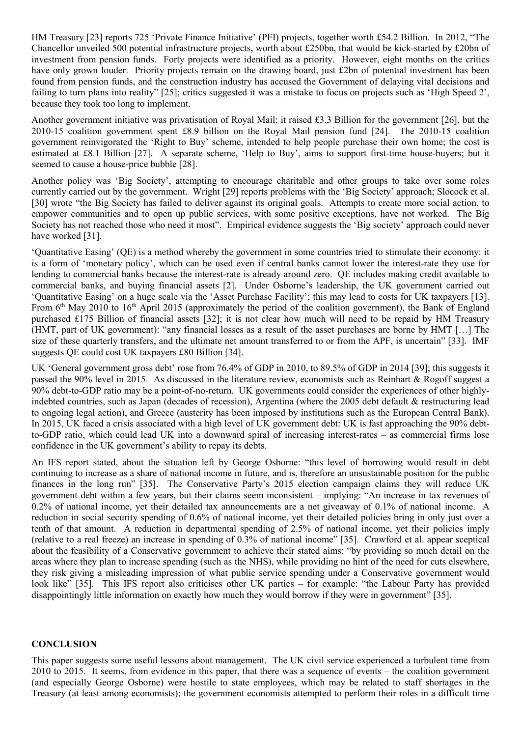HM Treasury [23] reports 725 'Private Finance Initiative' (PFI) projects, together worth £54.2 Billion. In 2012, "The Chancellor unveiled 500 potential infrastructure projects, worth about £250bn, that would be kick-started by £20bn of investment from pension funds. Forty projects were identified as a priority. However, eight months on the critics have only grown louder. Priority projects remain on the drawing board, just £2bn of potential investment has been found from pension funds, and the construction industry has accused the Government of delaying vital decisions and failing to turn plans into reality" [25]; critics suggested it was a mistake to focus on projects such as 'High Speed 2', because they took too long to implement.

Another government initiative was privatisation of Royal Mail; it raised £3.3 Billion for the government [26], but the 2010-15 coalition government spent £8.9 billion on the Royal Mail pension fund [24]. The 2010-15 coalition government reinvigorated the 'Right to Buy' scheme, intended to help people purchase their own home; the cost is estimated at £8.1 Billion [27]. A separate scheme, 'Help to Buy', aims to support first-time house-buyers; but it seemed to cause a house-price bubble [28].

Another policy was 'Big Society', attempting to encourage charitable and other groups to take over some roles currently carried out by the government. Wright [29] reports problems with the 'Big Society' approach; Slocock et al. [30] wrote "the Big Society has failed to deliver against its original goals. Attempts to create more social action, to empower communities and to open up public services, with some positive exceptions, have not worked. The Big Society has not reached those who need it most". Empirical evidence suggests the 'Big society' approach could never have worked [31].

'Quantitative Easing' (QE) is a method whereby the government in some countries tried to stimulate their economy: it is a form of 'monetary policy', which can be used even if central banks cannot lower the interest-rate they use for lending to commercial banks because the interest-rate is already around zero. QE includes making credit available to commercial banks, and buying financial assets [2]. Under Osborne's leadership, the UK government carried out 'Quantitative Easing' on a huge scale via the 'Asset Purchase Facility'; this may lead to costs for UK taxpayers [13]. From 6th May 2010 to 16th April 2015 (approximately the period of the coalition government), the Bank of England purchased £175 Billion of financial assets [32]; it is not clear how much will need to be repaid by HM Treasury (HMT, part of UK government): "any financial losses as a result of the asset purchases are borne by HMT […] The size of these quarterly transfers, and the ultimate net amount transferred to or from the APF, is uncertain" [33]. IMF suggests QE could cost UK taxpayers £80 Billion [34].

UK 'General government gross debt' rose from 76.4% of GDP in 2010, to 89.5% of GDP in 2014 [39]; this suggests it passed the 90% level in 2015. As discussed in the literature review, economists such as Reinhart & Rogoff suggest a 90% debt-to-GDP ratio may be a point-of-no-return. UK governments could consider the experiences of other highly-indebted countries, such as Japan (decades of recession), Argentina (where the 2005 debt default & restructuring lead to ongoing legal action), and Greece (austerity has been imposed by institutions such as the European Central Bank). In 2015, UK faced a crisis associated with a high level of UK government debt: UK is fast approaching the 90% debt-to-GDP ratio, which could lead UK into a downward spiral of increasing interest-rates – as commercial firms lose confidence in the UK government's ability to repay its debts.

An IFS report stated, about the situation left by George Osborne: "this level of borrowing would result in debt continuing to increase as a share of national income in future, and is, therefore an unsustainable position for the public finances in the long run" [35]. The Conservative Party's 2015 election campaign claims they will reduce UK government debt within a few years, but their claims seem inconsistent – implying: "An increase in tax revenues of 0.2% of national income, yet their detailed tax announcements are a net giveaway of 0.1% of national income. A reduction in social security spending of 0.6% of national income, yet their detailed policies bring in only just over a tenth of that amount. A reduction in departmental spending of 2.5% of national income, yet their policies imply (relative to a real freeze) an increase in spending of 0.3% of national income" [35]. Crawford et al. appear sceptical about the feasibility of a Conservative government to achieve their stated aims: "by providing so much detail on the areas where they plan to increase spending (such as the NHS), while providing no hint of the need for cuts elsewhere, they risk giving a misleading impression of what public service spending under a Conservative government would look like" [35]. This IFS report also criticises other UK parties – for example: "the Labour Party has provided disappointingly little information on exactly how much they would borrow if they were in government" [35].

## CONCLUSION

This paper suggests some useful lessons about management. The UK civil service experienced a turbulent time from 2010 to 2015. It seems, from evidence in this paper, that there was a sequence of events – the coalition government (and especially George Osborne) were hostile to state employees, which may be related to staff shortages in the Treasury (at least among economists); the government economists attempted to perform their roles in a difficult time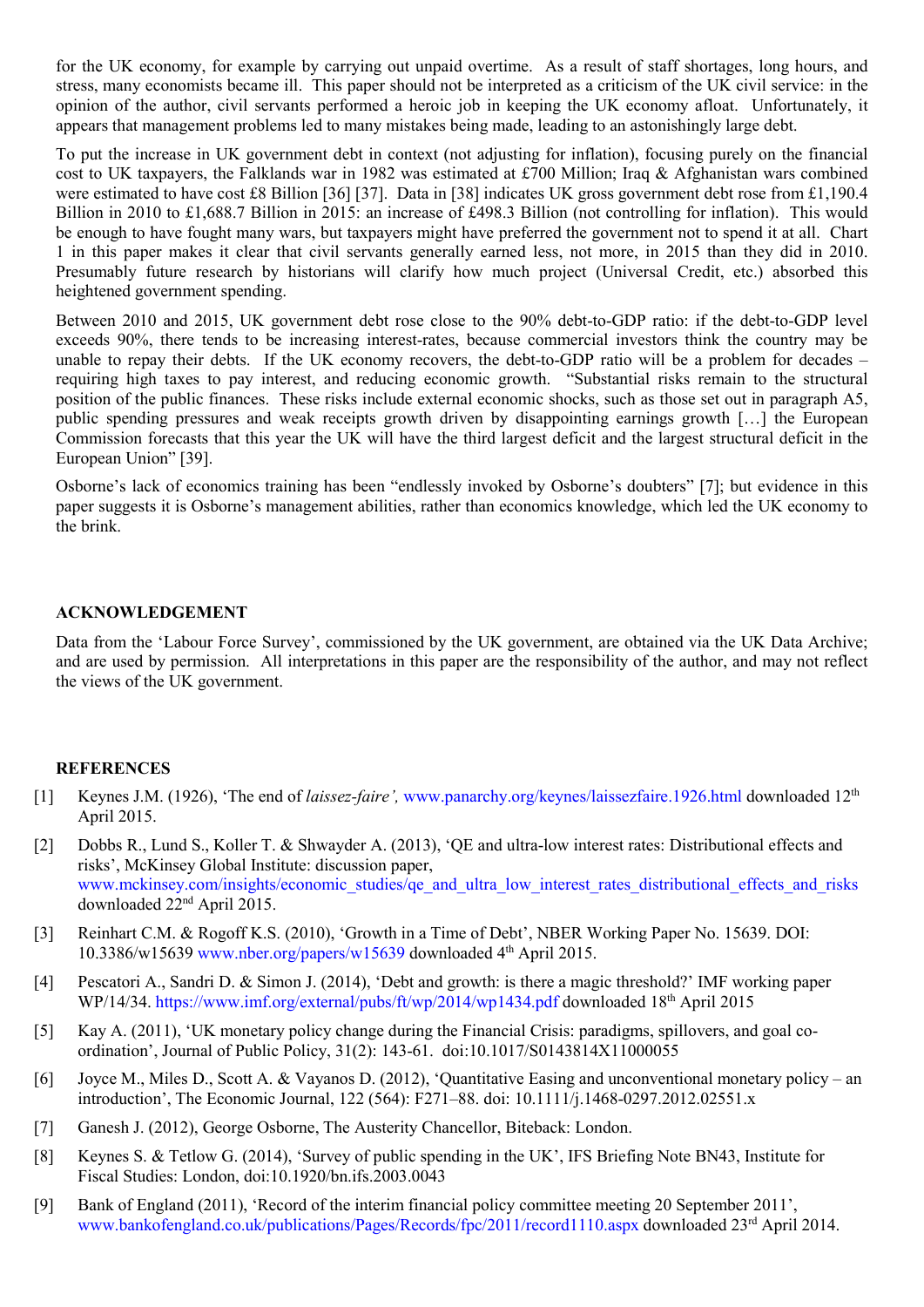for the UK economy, for example by carrying out unpaid overtime. As a result of staff shortages, long hours, and stress, many economists became ill. This paper should not be interpreted as a criticism of the UK civil service: in the opinion of the author, civil servants performed a heroic job in keeping the UK economy afloat. Unfortunately, it appears that management problems led to many mistakes being made, leading to an astonishingly large debt.

To put the increase in UK government debt in context (not adjusting for inflation), focusing purely on the financial cost to UK taxpayers, the Falklands war in 1982 was estimated at £700 Million; Iraq & Afghanistan wars combined were estimated to have cost £8 Billion [36] [37]. Data in [38] indicates UK gross government debt rose from £1,190.4 Billion in 2010 to £1,688.7 Billion in 2015: an increase of £498.3 Billion (not controlling for inflation). This would be enough to have fought many wars, but taxpayers might have preferred the government not to spend it at all. Chart 1 in this paper makes it clear that civil servants generally earned less, not more, in 2015 than they did in 2010. Presumably future research by historians will clarify how much project (Universal Credit, etc.) absorbed this heightened government spending.

Between 2010 and 2015, UK government debt rose close to the 90% debt-to-GDP ratio: if the debt-to-GDP level exceeds 90%, there tends to be increasing interest-rates, because commercial investors think the country may be unable to repay their debts. If the UK economy recovers, the debt-to-GDP ratio will be a problem for decades – requiring high taxes to pay interest, and reducing economic growth. "Substantial risks remain to the structural position of the public finances. These risks include external economic shocks, such as those set out in paragraph A5, public spending pressures and weak receipts growth driven by disappointing earnings growth […] the European Commission forecasts that this year the UK will have the third largest deficit and the largest structural deficit in the European Union" [39].

Osborne's lack of economics training has been "endlessly invoked by Osborne's doubters" [7]; but evidence in this paper suggests it is Osborne's management abilities, rather than economics knowledge, which led the UK economy to the brink.

## ACKNOWLEDGEMENT

Data from the 'Labour Force Survey', commissioned by the UK government, are obtained via the UK Data Archive; and are used by permission. All interpretations in this paper are the responsibility of the author, and may not reflect the views of the UK government.

## REFERENCES

[1] Keynes J.M. (1926), 'The end of *laissez-faire',* www.panarchy.org/keynes/laissezfaire.1926.html downloaded 12th April 2015.

[2] Dobbs R., Lund S., Koller T. & Shwayder A. (2013), 'QE and ultra-low interest rates: Distributional effects and risks', McKinsey Global Institute: discussion paper, www.mckinsey.com/insights/economic_studies/qe_and_ultra_low_interest_rates_distributional_effects_and_risks downloaded 22nd April 2015.

[3] Reinhart C.M. & Rogoff K.S. (2010), 'Growth in a Time of Debt', NBER Working Paper No. 15639. DOI: 10.3386/w15639 www.nber.org/papers/w15639 downloaded 4th April 2015.

[4] Pescatori A., Sandri D. & Simon J. (2014), 'Debt and growth: is there a magic threshold?' IMF working paper WP/14/34. https://www.imf.org/external/pubs/ft/wp/2014/wp1434.pdf downloaded 18th April 2015

[5] Kay A. (2011), 'UK monetary policy change during the Financial Crisis: paradigms, spillovers, and goal co-ordination', Journal of Public Policy, 31(2): 143-61. doi:10.1017/S0143814X11000055

[6] Joyce M., Miles D., Scott A. & Vayanos D. (2012), 'Quantitative Easing and unconventional monetary policy – an introduction', The Economic Journal, 122 (564): F271–88. doi: 10.1111/j.1468-0297.2012.02551.x

[7] Ganesh J. (2012), George Osborne, The Austerity Chancellor, Biteback: London.

[8] Keynes S. & Tetlow G. (2014), 'Survey of public spending in the UK', IFS Briefing Note BN43, Institute for Fiscal Studies: London, doi:10.1920/bn.ifs.2003.0043

[9] Bank of England (2011), 'Record of the interim financial policy committee meeting 20 September 2011', www.bankofengland.co.uk/publications/Pages/Records/fpc/2011/record1110.aspx downloaded 23rd April 2014.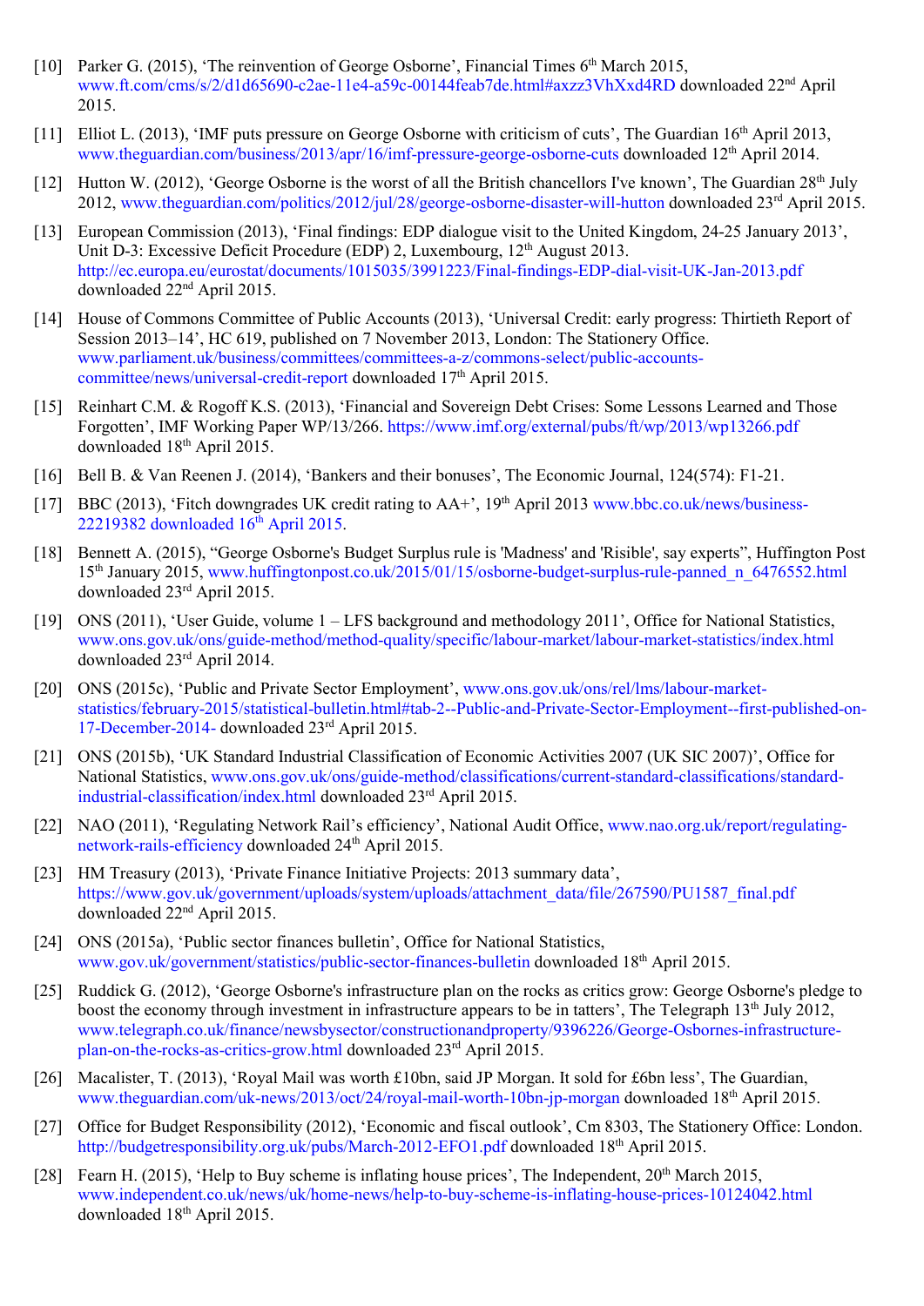[10] Parker G. (2015), 'The reinvention of George Osborne', Financial Times 6th March 2015, www.ft.com/cms/s/2/d1d65690-c2ae-11e4-a59c-00144feab7de.html#axzz3VhXxd4RD downloaded 22nd April 2015.

[11] Elliot L. (2013), 'IMF puts pressure on George Osborne with criticism of cuts', The Guardian 16th April 2013, www.theguardian.com/business/2013/apr/16/imf-pressure-george-osborne-cuts downloaded 12th April 2014.

[12] Hutton W. (2012), 'George Osborne is the worst of all the British chancellors I've known', The Guardian 28th July 2012, www.theguardian.com/politics/2012/jul/28/george-osborne-disaster-will-hutton downloaded 23rd April 2015.

[13] European Commission (2013), 'Final findings: EDP dialogue visit to the United Kingdom, 24-25 January 2013', Unit D-3: Excessive Deficit Procedure (EDP) 2, Luxembourg, 12th August 2013. http://ec.europa.eu/eurostat/documents/1015035/3991223/Final-findings-EDP-dial-visit-UK-Jan-2013.pdf downloaded 22nd April 2015.

[14] House of Commons Committee of Public Accounts (2013), 'Universal Credit: early progress: Thirtieth Report of Session 2013–14', HC 619, published on 7 November 2013, London: The Stationery Office. www.parliament.uk/business/committees/committees-a-z/commons-select/public-accounts-committee/news/universal-credit-report downloaded 17th April 2015.

[15] Reinhart C.M. & Rogoff K.S. (2013), 'Financial and Sovereign Debt Crises: Some Lessons Learned and Those Forgotten', IMF Working Paper WP/13/266. https://www.imf.org/external/pubs/ft/wp/2013/wp13266.pdf downloaded 18th April 2015.

[16] Bell B. & Van Reenen J. (2014), 'Bankers and their bonuses', The Economic Journal, 124(574): F1-21.

[17] BBC (2013), 'Fitch downgrades UK credit rating to AA+', 19th April 2013 www.bbc.co.uk/news/business-22219382 downloaded 16th April 2015.

[18] Bennett A. (2015), "George Osborne's Budget Surplus rule is 'Madness' and 'Risible', say experts", Huffington Post 15th January 2015, www.huffingtonpost.co.uk/2015/01/15/osborne-budget-surplus-rule-panned_n_6476552.html downloaded 23rd April 2015.

[19] ONS (2011), 'User Guide, volume 1 – LFS background and methodology 2011', Office for National Statistics, www.ons.gov.uk/ons/guide-method/method-quality/specific/labour-market/labour-market-statistics/index.html downloaded 23rd April 2014.

[20] ONS (2015c), 'Public and Private Sector Employment', www.ons.gov.uk/ons/rel/lms/labour-market-statistics/february-2015/statistical-bulletin.html#tab-2--Public-and-Private-Sector-Employment--first-published-on-17-December-2014- downloaded 23rd April 2015.

[21] ONS (2015b), 'UK Standard Industrial Classification of Economic Activities 2007 (UK SIC 2007)', Office for National Statistics, www.ons.gov.uk/ons/guide-method/classifications/current-standard-classifications/standard-industrial-classification/index.html downloaded 23rd April 2015.

[22] NAO (2011), 'Regulating Network Rail's efficiency', National Audit Office, www.nao.org.uk/report/regulating-network-rails-efficiency downloaded 24th April 2015.

[23] HM Treasury (2013), 'Private Finance Initiative Projects: 2013 summary data', https://www.gov.uk/government/uploads/system/uploads/attachment_data/file/267590/PU1587_final.pdf downloaded 22nd April 2015.

[24] ONS (2015a), 'Public sector finances bulletin', Office for National Statistics, www.gov.uk/government/statistics/public-sector-finances-bulletin downloaded 18th April 2015.

[25] Ruddick G. (2012), 'George Osborne's infrastructure plan on the rocks as critics grow: George Osborne's pledge to boost the economy through investment in infrastructure appears to be in tatters', The Telegraph 13th July 2012, www.telegraph.co.uk/finance/newsbysector/constructionandproperty/9396226/George-Osbornes-infrastructure-plan-on-the-rocks-as-critics-grow.html downloaded 23rd April 2015.

[26] Macalister, T. (2013), 'Royal Mail was worth £10bn, said JP Morgan. It sold for £6bn less', The Guardian, www.theguardian.com/uk-news/2013/oct/24/royal-mail-worth-10bn-jp-morgan downloaded 18th April 2015.

[27] Office for Budget Responsibility (2012), 'Economic and fiscal outlook', Cm 8303, The Stationery Office: London. http://budgetresponsibility.org.uk/pubs/March-2012-EFO1.pdf downloaded 18th April 2015.

[28] Fearn H. (2015), 'Help to Buy scheme is inflating house prices', The Independent, 20th March 2015, www.independent.co.uk/news/uk/home-news/help-to-buy-scheme-is-inflating-house-prices-10124042.html downloaded 18th April 2015.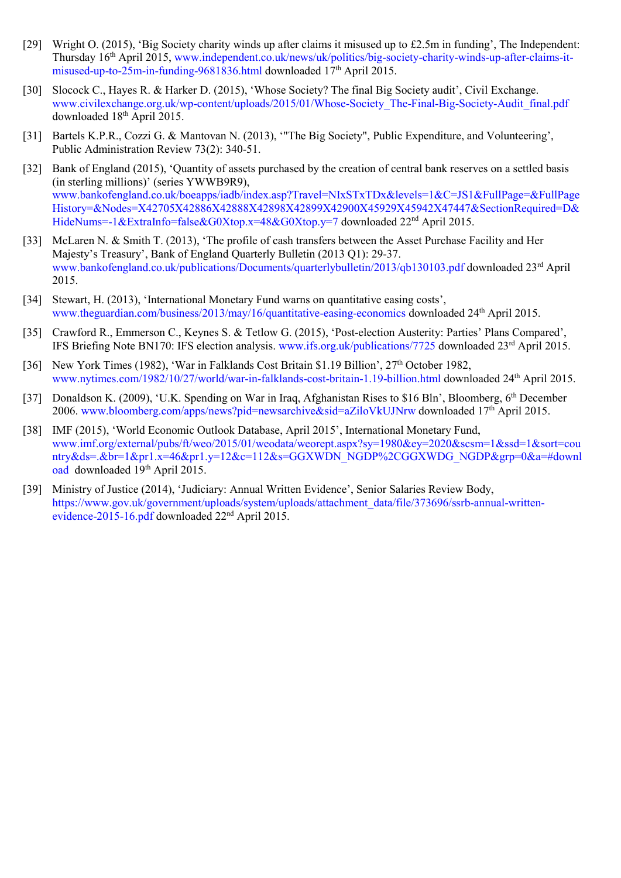[29] Wright O. (2015), 'Big Society charity winds up after claims it misused up to £2.5m in funding', The Independent: Thursday 16th April 2015, www.independent.co.uk/news/uk/politics/big-society-charity-winds-up-after-claims-it-misused-up-to-25m-in-funding-9681836.html downloaded 17th April 2015.

[30] Slocock C., Hayes R. & Harker D. (2015), 'Whose Society? The final Big Society audit', Civil Exchange. www.civilexchange.org.uk/wp-content/uploads/2015/01/Whose-Society_The-Final-Big-Society-Audit_final.pdf downloaded 18th April 2015.

[31] Bartels K.P.R., Cozzi G. & Mantovan N. (2013), '"The Big Society", Public Expenditure, and Volunteering', Public Administration Review 73(2): 340-51.

[32] Bank of England (2015), 'Quantity of assets purchased by the creation of central bank reserves on a settled basis (in sterling millions)' (series YWWB9R9), www.bankofengland.co.uk/boeapps/iadb/index.asp?Travel=NIxSTxTDx&levels=1&C=JS1&FullPage=&FullPageHistory=&Nodes=X42705X42886X42888X42898X42899X42900X45929X45942X47447&SectionRequired=D&HideNums=-1&ExtraInfo=false&G0Xtop.x=48&G0Xtop.y=7 downloaded 22nd April 2015.

[33] McLaren N. & Smith T. (2013), 'The profile of cash transfers between the Asset Purchase Facility and Her Majesty's Treasury', Bank of England Quarterly Bulletin (2013 Q1): 29-37. www.bankofengland.co.uk/publications/Documents/quarterlybulletin/2013/qb130103.pdf downloaded 23rd April 2015.

[34] Stewart, H. (2013), 'International Monetary Fund warns on quantitative easing costs', www.theguardian.com/business/2013/may/16/quantitative-easing-economics downloaded 24th April 2015.

[35] Crawford R., Emmerson C., Keynes S. & Tetlow G. (2015), 'Post-election Austerity: Parties' Plans Compared', IFS Briefing Note BN170: IFS election analysis. www.ifs.org.uk/publications/7725 downloaded 23rd April 2015.

[36] New York Times (1982), 'War in Falklands Cost Britain $1.19 Billion', 27th October 1982, www.nytimes.com/1982/10/27/world/war-in-falklands-cost-britain-1.19-billion.html downloaded 24th April 2015.

[37] Donaldson K. (2009), 'U.K. Spending on War in Iraq, Afghanistan Rises to $16 Bln', Bloomberg, 6th December 2006. www.bloomberg.com/apps/news?pid=newsarchive&sid=aZiloVkUJNrw downloaded 17th April 2015.

[38] IMF (2015), 'World Economic Outlook Database, April 2015', International Monetary Fund, www.imf.org/external/pubs/ft/weo/2015/01/weodata/weorept.aspx?sy=1980&ey=2020&scsm=1&ssd=1&sort=country&ds=.&br=1&pr1.x=46&pr1.y=12&c=112&s=GGXWDN_NGDP%2CGGXWDG_NGDP&grp=0&a=#download downloaded 19th April 2015.

[39] Ministry of Justice (2014), 'Judiciary: Annual Written Evidence', Senior Salaries Review Body, https://www.gov.uk/government/uploads/system/uploads/attachment_data/file/373696/ssrb-annual-written-evidence-2015-16.pdf downloaded 22nd April 2015.